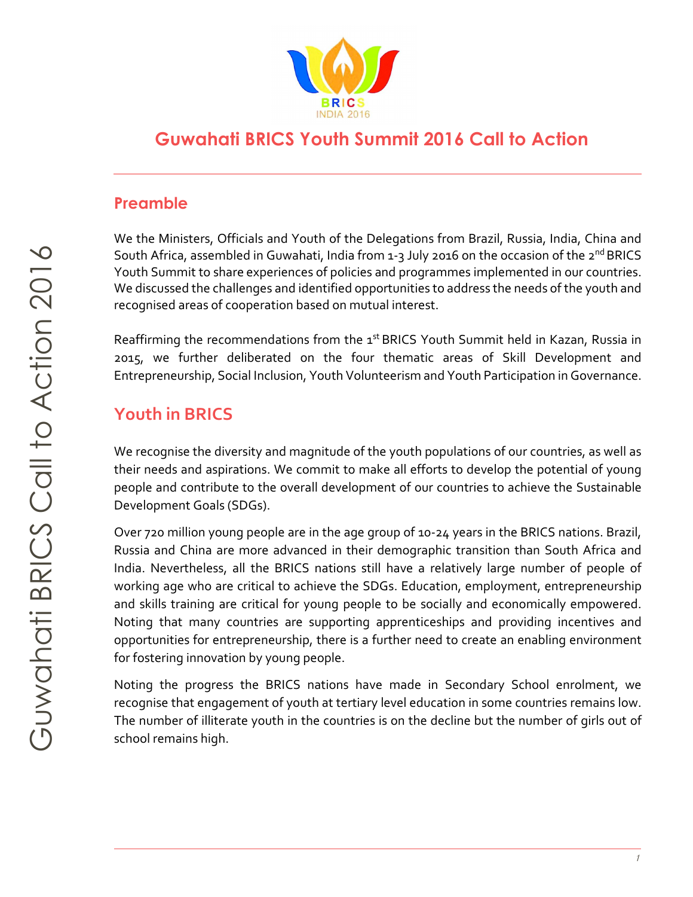# Guwahati BRICS Youth Summit 2016 Call to Action

## Preamble

We the Ministers, Officials and Youth of the Delegations from Brazil, Russia, India, China and South Africa, assembled in Guwahati, India from 1-3 July 2016 on the occasion of the 2nd BRICS Youth Summit to share experiences of policies and programmes implemented in our countries. We discussed the challenges and identified opportunities to address the needs of the youth and recognised areas of cooperation based on mutual interest.

Reaffirming the recommendations from the 1st BRICS Youth Summit held in Kazan, Russia in 2015, we further deliberated on the four thematic areas of Skill Development and Entrepreneurship, Social Inclusion, Youth Volunteerism and Youth Participation in Governance.

## Youth in BRICS

We recognise the diversity and magnitude of the youth populations of our countries, as well as their needs and aspirations. We commit to make all efforts to develop the potential of young people and contribute to the overall development of our countries to achieve the Sustainable Development Goals (SDGs).

Over 720 million young people are in the age group of 10-24 years in the BRICS nations. Brazil, Russia and China are more advanced in their demographic transition than South Africa and India. Nevertheless, all the BRICS nations still have a relatively large number of people of working age who are critical to achieve the SDGs. Education, employment, entrepreneurship and skills training are critical for young people to be socially and economically empowered. Noting that many countries are supporting apprenticeships and providing incentives and opportunities for entrepreneurship, there is a further need to create an enabling environment for fostering innovation by young people.

Noting the progress the BRICS nations have made in Secondary School enrolment, we recognise that engagement of youth at tertiary level education in some countries remains low. The number of illiterate youth in the countries is on the decline but the number of girls out of school remains high.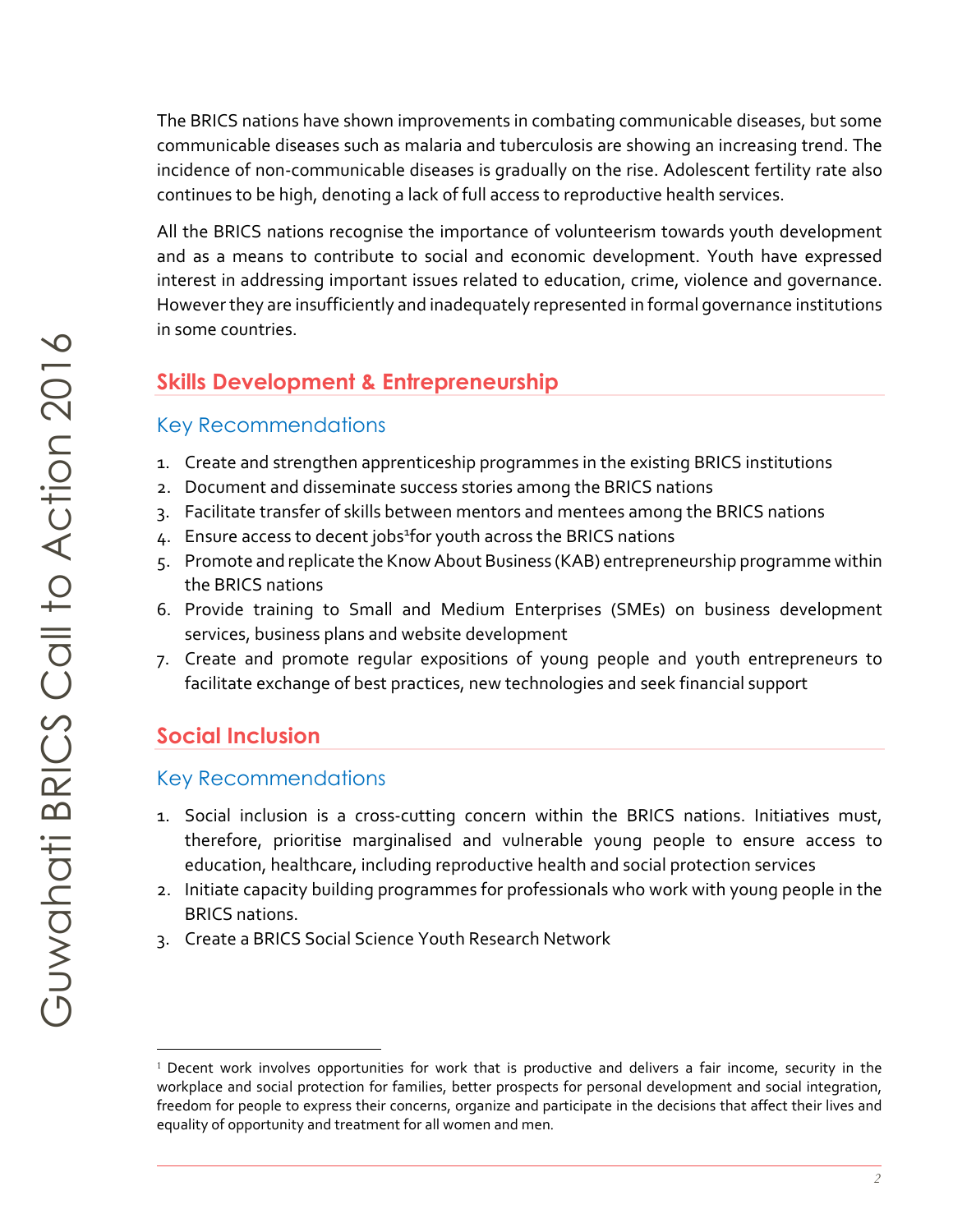The BRICS nations have shown improvements in combating communicable diseases, but some communicable diseases such as malaria and tuberculosis are showing an increasing trend. The incidence of non-communicable diseases is gradually on the rise. Adolescent fertility rate also continues to be high, denoting a lack of full access to reproductive health services.

All the BRICS nations recognise the importance of volunteerism towards youth development and as a means to contribute to social and economic development. Youth have expressed interest in addressing important issues related to education, crime, violence and governance. However they are insufficiently and inadequately represented in formal governance institutions in some countries.

## Skills Development & Entrepreneurship

### Key Recommendations

1. Create and strengthen apprenticeship programmes in the existing BRICS institutions
2. Document and disseminate success stories among the BRICS nations
3. Facilitate transfer of skills between mentors and mentees among the BRICS nations
4. Ensure access to decent jobs[1] for youth across the BRICS nations
5. Promote and replicate the Know About Business (KAB) entrepreneurship programme within the BRICS nations
6. Provide training to Small and Medium Enterprises (SMEs) on business development services, business plans and website development
7. Create and promote regular expositions of young people and youth entrepreneurs to facilitate exchange of best practices, new technologies and seek financial support

## Social Inclusion

### Key Recommendations

1. Social inclusion is a cross-cutting concern within the BRICS nations. Initiatives must, therefore, prioritise marginalised and vulnerable young people to ensure access to education, healthcare, including reproductive health and social protection services
2. Initiate capacity building programmes for professionals who work with young people in the BRICS nations.
3. Create a BRICS Social Science Youth Research Network

---

[1] Decent work involves opportunities for work that is productive and delivers a fair income, security in the workplace and social protection for families, better prospects for personal development and social integration, freedom for people to express their concerns, organize and participate in the decisions that affect their lives and equality of opportunity and treatment for all women and men.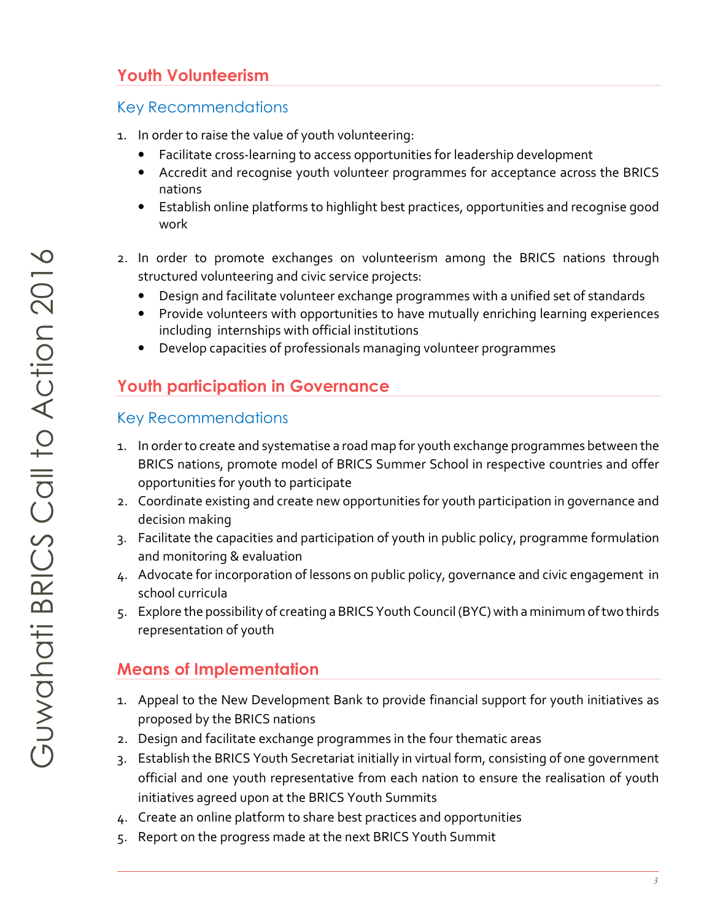## Youth Volunteerism

### Key Recommendations

1. In order to raise the value of youth volunteering:
   - Facilitate cross-learning to access opportunities for leadership development
   - Accredit and recognise youth volunteer programmes for acceptance across the BRICS nations
   - Establish online platforms to highlight best practices, opportunities and recognise good work

2. In order to promote exchanges on volunteerism among the BRICS nations through structured volunteering and civic service projects:
   - Design and facilitate volunteer exchange programmes with a unified set of standards
   - Provide volunteers with opportunities to have mutually enriching learning experiences including internships with official institutions
   - Develop capacities of professionals managing volunteer programmes

## Youth participation in Governance

### Key Recommendations

1. In order to create and systematise a road map for youth exchange programmes between the BRICS nations, promote model of BRICS Summer School in respective countries and offer opportunities for youth to participate
2. Coordinate existing and create new opportunities for youth participation in governance and decision making
3. Facilitate the capacities and participation of youth in public policy, programme formulation and monitoring & evaluation
4. Advocate for incorporation of lessons on public policy, governance and civic engagement in school curricula
5. Explore the possibility of creating a BRICS Youth Council (BYC) with a minimum of two thirds representation of youth

## Means of Implementation

1. Appeal to the New Development Bank to provide financial support for youth initiatives as proposed by the BRICS nations
2. Design and facilitate exchange programmes in the four thematic areas
3. Establish the BRICS Youth Secretariat initially in virtual form, consisting of one government official and one youth representative from each nation to ensure the realisation of youth initiatives agreed upon at the BRICS Youth Summits
4. Create an online platform to share best practices and opportunities
5. Report on the progress made at the next BRICS Youth Summit